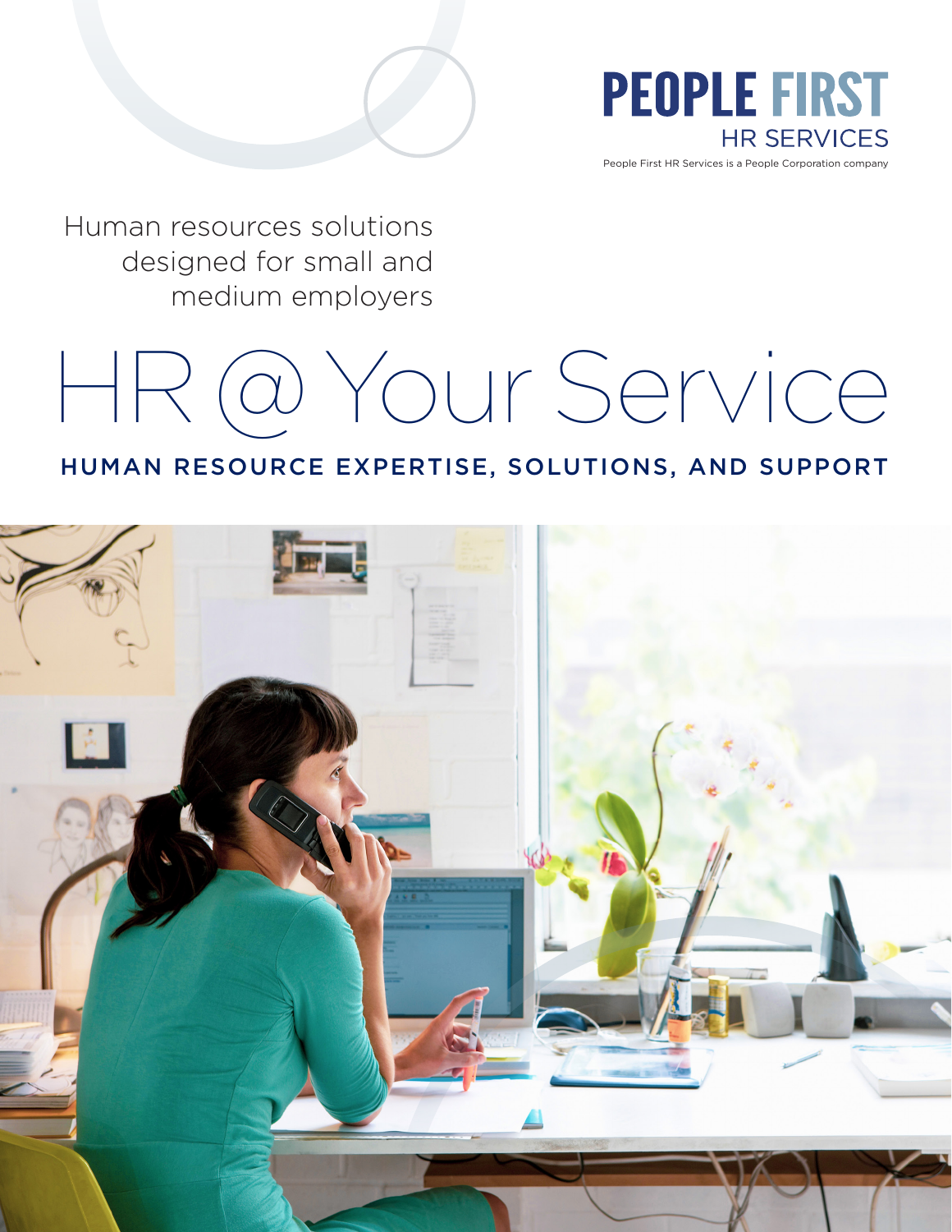**PEOPLE FIRST**
HR SERVICES

People First HR Services is a People Corporation company

Human resources solutions designed for small and medium employers

# HR @ Your Service

## HUMAN RESOURCE EXPERTISE, SOLUTIONS, AND SUPPORT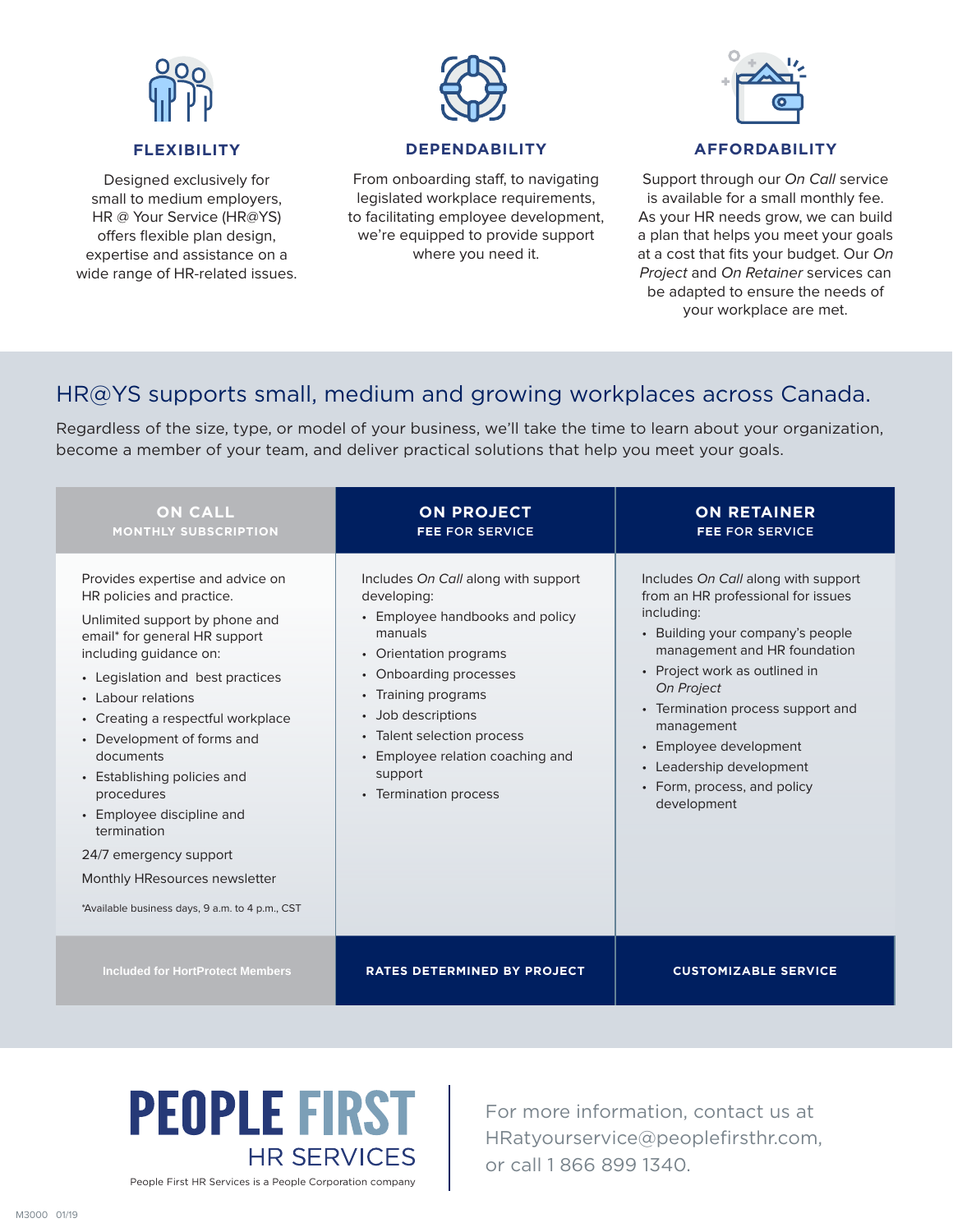### FLEXIBILITY

Designed exclusively for small to medium employers, HR @ Your Service (HR@YS) offers flexible plan design, expertise and assistance on a wide range of HR-related issues.

### DEPENDABILITY

From onboarding staff, to navigating legislated workplace requirements, to facilitating employee development, we're equipped to provide support where you need it.

### AFFORDABILITY

Support through our *On Call* service is available for a small monthly fee. As your HR needs grow, we can build a plan that helps you meet your goals at a cost that fits your budget. Our *On Project* and *On Retainer* services can be adapted to ensure the needs of your workplace are met.

## HR@YS supports small, medium and growing workplaces across Canada.

Regardless of the size, type, or model of your business, we'll take the time to learn about your organization, become a member of your team, and deliver practical solutions that help you meet your goals.

| **ON CALL** MONTHLY SUBSCRIPTION | **ON PROJECT** FEE FOR SERVICE | **ON RETAINER** FEE FOR SERVICE |
|---|---|---|
| Provides expertise and advice on HR policies and practice.<br><br>Unlimited support by phone and email* for general HR support including guidance on:<br>• Legislation and best practices<br>• Labour relations<br>• Creating a respectful workplace<br>• Development of forms and documents<br>• Establishing policies and procedures<br>• Employee discipline and termination<br><br>24/7 emergency support<br><br>Monthly HResources newsletter<br><br>*Available business days, 9 a.m. to 4 p.m., CST | Includes *On Call* along with support developing:<br>• Employee handbooks and policy manuals<br>• Orientation programs<br>• Onboarding processes<br>• Training programs<br>• Job descriptions<br>• Talent selection process<br>• Employee relation coaching and support<br>• Termination process | Includes *On Call* along with support from an HR professional for issues including:<br>• Building your company's people management and HR foundation<br>• Project work as outlined in *On Project*<br>• Termination process support and management<br>• Employee development<br>• Leadership development<br>• Form, process, and policy development |
| Included for HortProtect Members | RATES DETERMINED BY PROJECT | CUSTOMIZABLE SERVICE |

**PEOPLE FIRST** HR SERVICES

People First HR Services is a People Corporation company

For more information, contact us at HRatyourservice@peoplefirsthr.com, or call 1 866 899 1340.

M3000 01/19